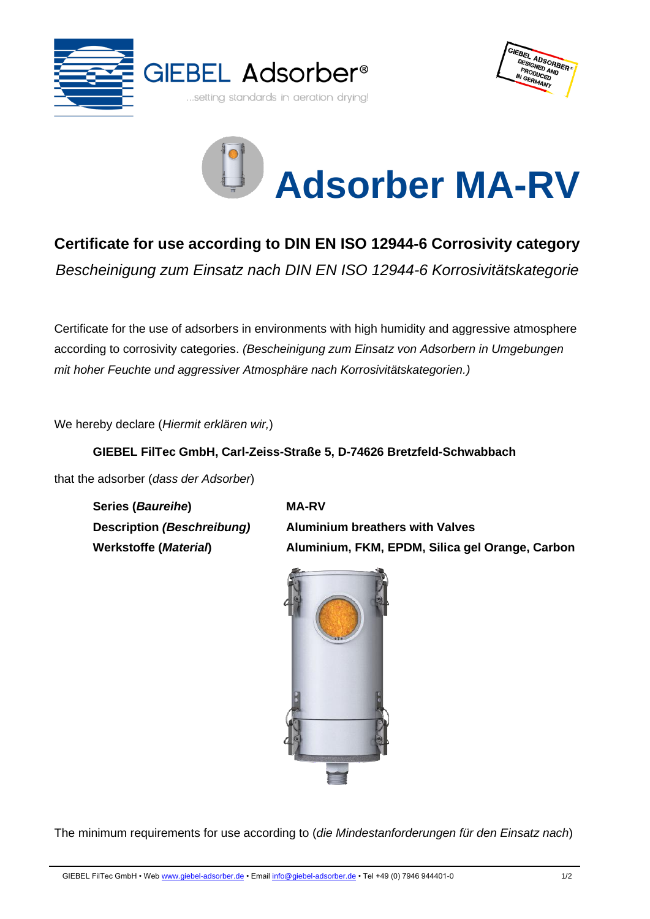GIEBEL Adsorber®

...setting standards in aeration drying!

# Adsorber MA-RV

## Certificate for use according to DIN EN ISO 12944-6 Corrosivity category

*Bescheinigung zum Einsatz nach DIN EN ISO 12944-6 Korrosivitätskategorie*

Certificate for the use of adsorbers in environments with high humidity and aggressive atmosphere according to corrosivity categories. *(Bescheinigung zum Einsatz von Adsorbern in Umgebungen mit hoher Feuchte und aggressiver Atmosphäre nach Korrosivitätskategorien.)*

We hereby declare (*Hiermit erklären wir,*)

**GIEBEL FilTec GmbH, Carl-Zeiss-Straße 5, D-74626 Bretzfeld-Schwabbach**

that the adsorber (*dass der Adsorber*)

| | |
|---|---|
| **Series (*Baureihe*)** | **MA-RV** |
| **Description *(Beschreibung)*** | **Aluminium breathers with Valves** |
| **Werkstoffe (*Material*)** | **Aluminium, FKM, EPDM, Silica gel Orange, Carbon** |

The minimum requirements for use according to (*die Mindestanforderungen für den Einsatz nach*)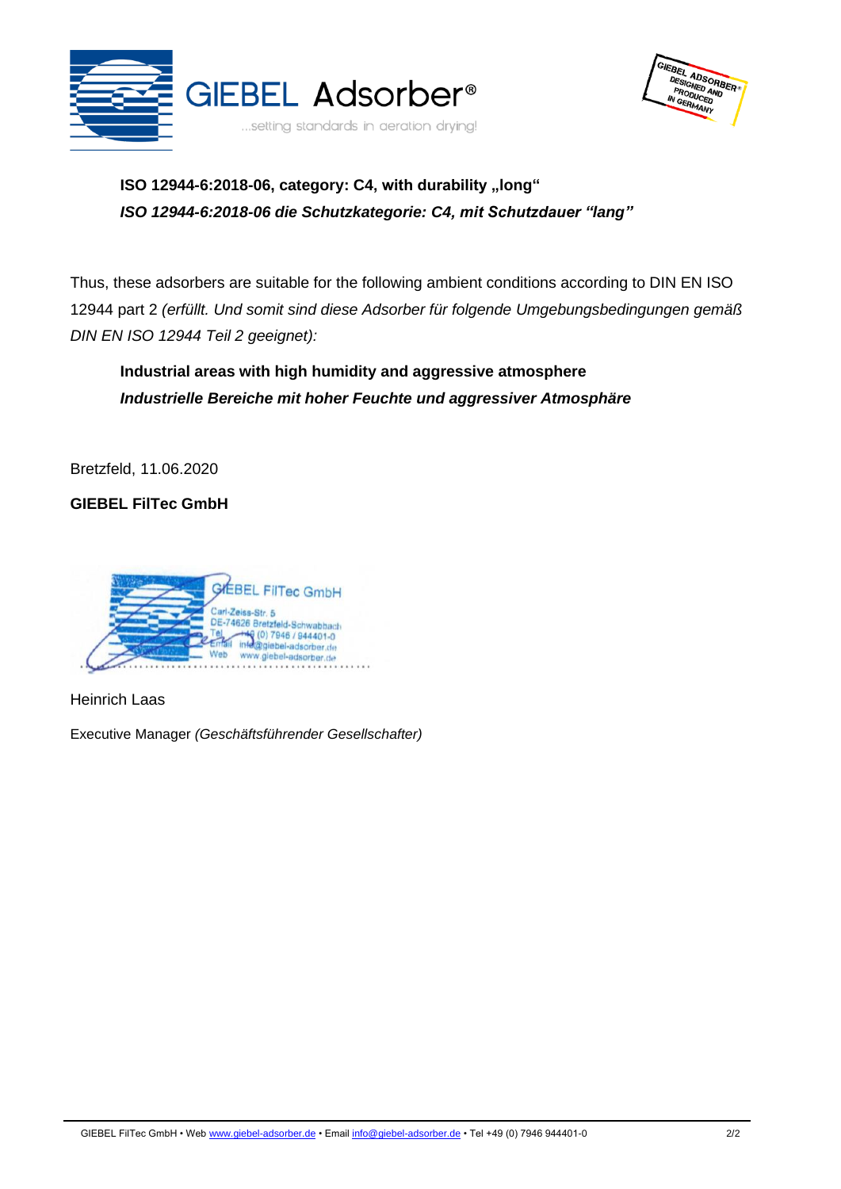**ISO 12944-6:2018-06, category: C4, with durability „long“**

***ISO 12944-6:2018-06 die Schutzkategorie: C4, mit Schutzdauer “lang”***

Thus, these adsorbers are suitable for the following ambient conditions according to DIN EN ISO 12944 part 2 *(erfüllt. Und somit sind diese Adsorber für folgende Umgebungsbedingungen gemäß DIN EN ISO 12944 Teil 2 geeignet):*

**Industrial areas with high humidity and aggressive atmosphere**

***Industrielle Bereiche mit hoher Feuchte und aggressiver Atmosphäre***

Bretzfeld, 11.06.2020

**GIEBEL FilTec GmbH**

GIEBEL FilTec GmbH
Carl-Zeiss-Str. 5
DE-74626 Bretzfeld-Schwabbach
Tel +49 (0) 7946 / 944401-0
Email info@giebel-adsorber.de
Web www.giebel-adsorber.de

Heinrich Laas

Executive Manager *(Geschäftsführender Gesellschafter)*